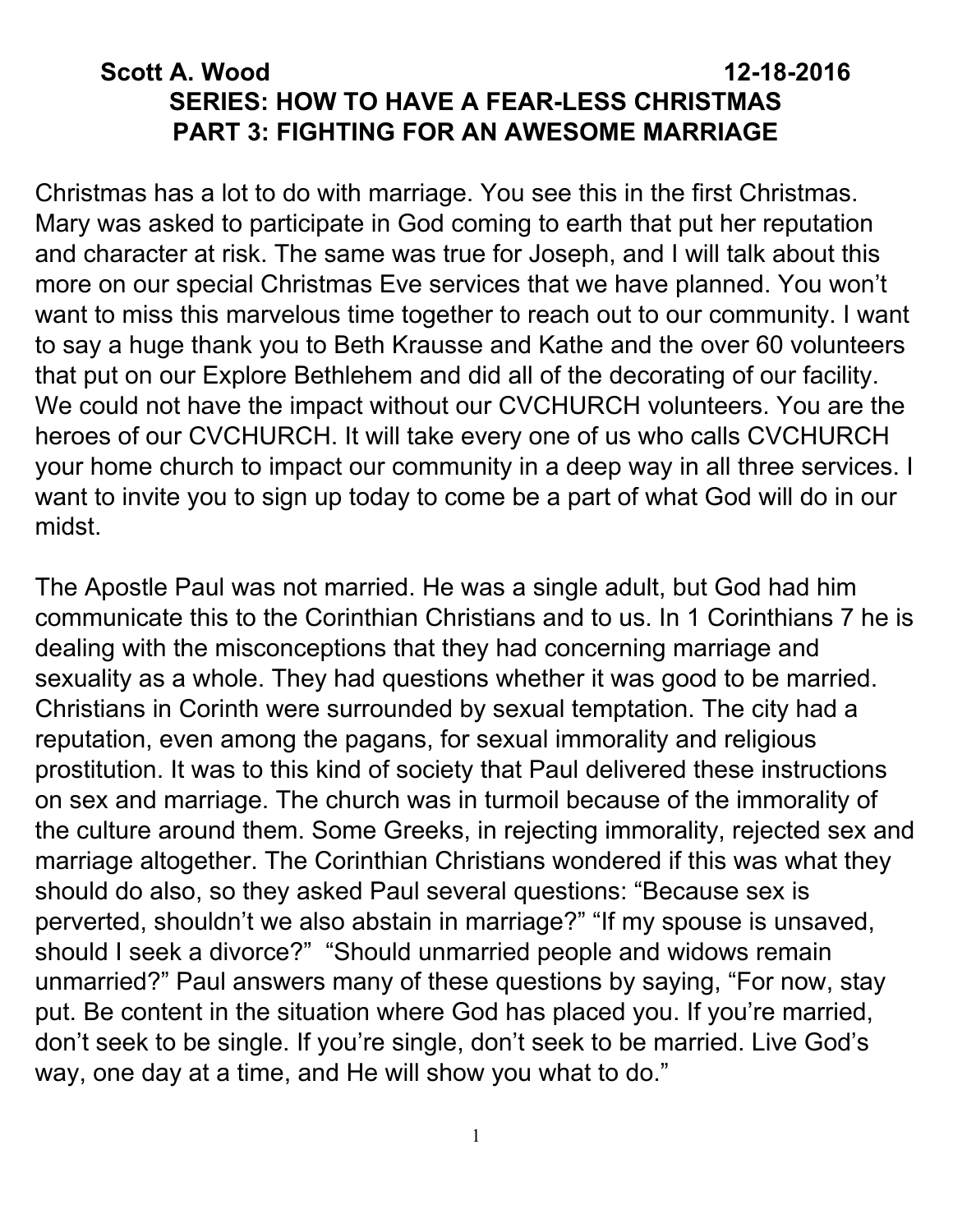**Scott A. Wood** **12-18-2016**

# SERIES: HOW TO HAVE A FEAR-LESS CHRISTMAS
## PART 3: FIGHTING FOR AN AWESOME MARRIAGE

Christmas has a lot to do with marriage. You see this in the first Christmas. Mary was asked to participate in God coming to earth that put her reputation and character at risk. The same was true for Joseph, and I will talk about this more on our special Christmas Eve services that we have planned. You won't want to miss this marvelous time together to reach out to our community. I want to say a huge thank you to Beth Krausse and Kathe and the over 60 volunteers that put on our Explore Bethlehem and did all of the decorating of our facility. We could not have the impact without our CVCHURCH volunteers. You are the heroes of our CVCHURCH. It will take every one of us who calls CVCHURCH your home church to impact our community in a deep way in all three services. I want to invite you to sign up today to come be a part of what God will do in our midst.

The Apostle Paul was not married. He was a single adult, but God had him communicate this to the Corinthian Christians and to us. In 1 Corinthians 7 he is dealing with the misconceptions that they had concerning marriage and sexuality as a whole. They had questions whether it was good to be married. Christians in Corinth were surrounded by sexual temptation. The city had a reputation, even among the pagans, for sexual immorality and religious prostitution. It was to this kind of society that Paul delivered these instructions on sex and marriage. The church was in turmoil because of the immorality of the culture around them. Some Greeks, in rejecting immorality, rejected sex and marriage altogether. The Corinthian Christians wondered if this was what they should do also, so they asked Paul several questions: "Because sex is perverted, shouldn't we also abstain in marriage?" "If my spouse is unsaved, should I seek a divorce?" "Should unmarried people and widows remain unmarried?" Paul answers many of these questions by saying, "For now, stay put. Be content in the situation where God has placed you. If you're married, don't seek to be single. If you're single, don't seek to be married. Live God's way, one day at a time, and He will show you what to do."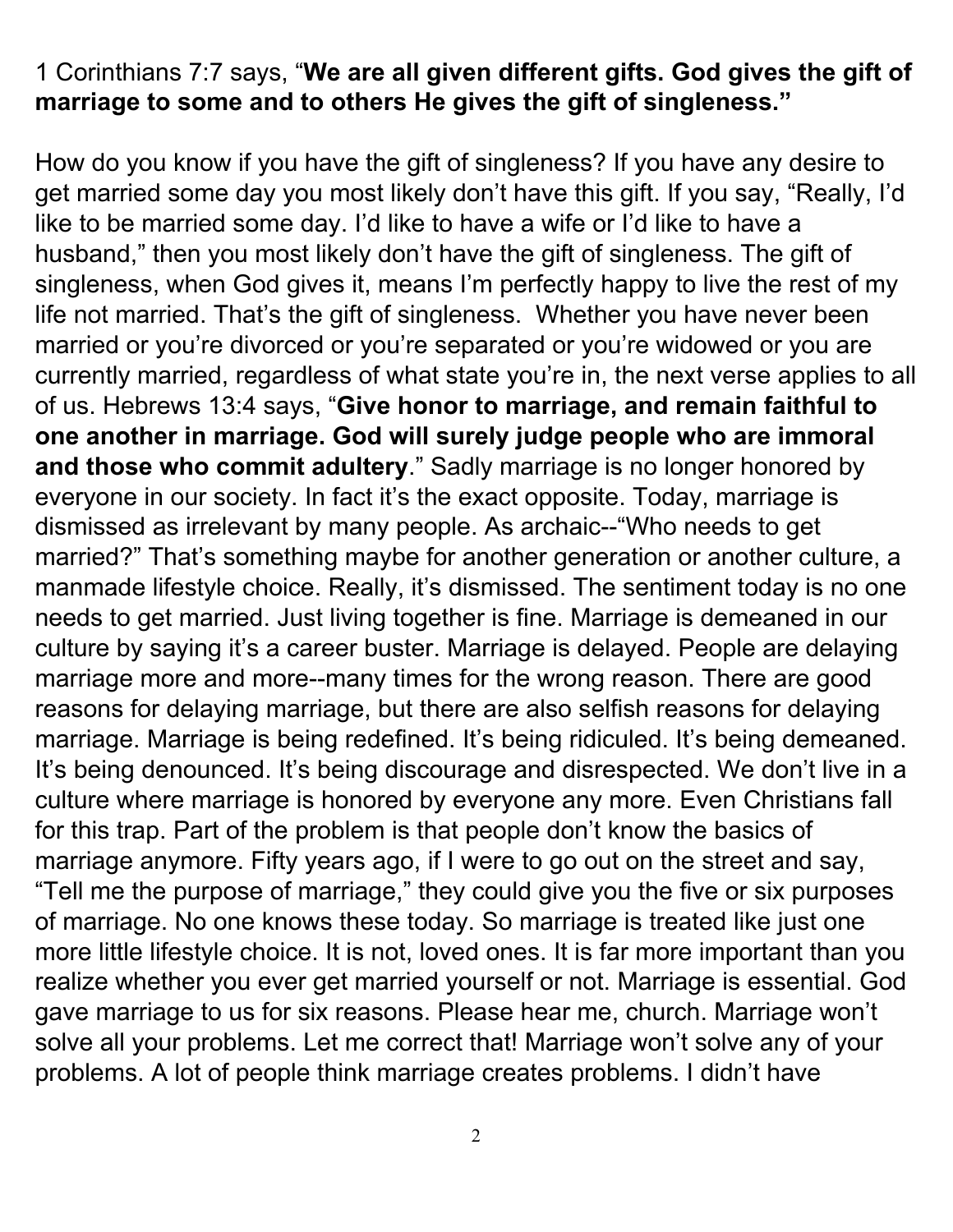1 Corinthians 7:7 says, "**We are all given different gifts. God gives the gift of marriage to some and to others He gives the gift of singleness."**

How do you know if you have the gift of singleness? If you have any desire to get married some day you most likely don't have this gift. If you say, "Really, I'd like to be married some day. I'd like to have a wife or I'd like to have a husband," then you most likely don't have the gift of singleness. The gift of singleness, when God gives it, means I'm perfectly happy to live the rest of my life not married. That's the gift of singleness. Whether you have never been married or you're divorced or you're separated or you're widowed or you are currently married, regardless of what state you're in, the next verse applies to all of us. Hebrews 13:4 says, "**Give honor to marriage, and remain faithful to one another in marriage. God will surely judge people who are immoral and those who commit adultery**." Sadly marriage is no longer honored by everyone in our society. In fact it's the exact opposite. Today, marriage is dismissed as irrelevant by many people. As archaic--"Who needs to get married?" That's something maybe for another generation or another culture, a manmade lifestyle choice. Really, it's dismissed. The sentiment today is no one needs to get married. Just living together is fine. Marriage is demeaned in our culture by saying it's a career buster. Marriage is delayed. People are delaying marriage more and more--many times for the wrong reason. There are good reasons for delaying marriage, but there are also selfish reasons for delaying marriage. Marriage is being redefined. It's being ridiculed. It's being demeaned. It's being denounced. It's being discourage and disrespected. We don't live in a culture where marriage is honored by everyone any more. Even Christians fall for this trap. Part of the problem is that people don't know the basics of marriage anymore. Fifty years ago, if I were to go out on the street and say, "Tell me the purpose of marriage," they could give you the five or six purposes of marriage. No one knows these today. So marriage is treated like just one more little lifestyle choice. It is not, loved ones. It is far more important than you realize whether you ever get married yourself or not. Marriage is essential. God gave marriage to us for six reasons. Please hear me, church. Marriage won't solve all your problems. Let me correct that! Marriage won't solve any of your problems. A lot of people think marriage creates problems. I didn't have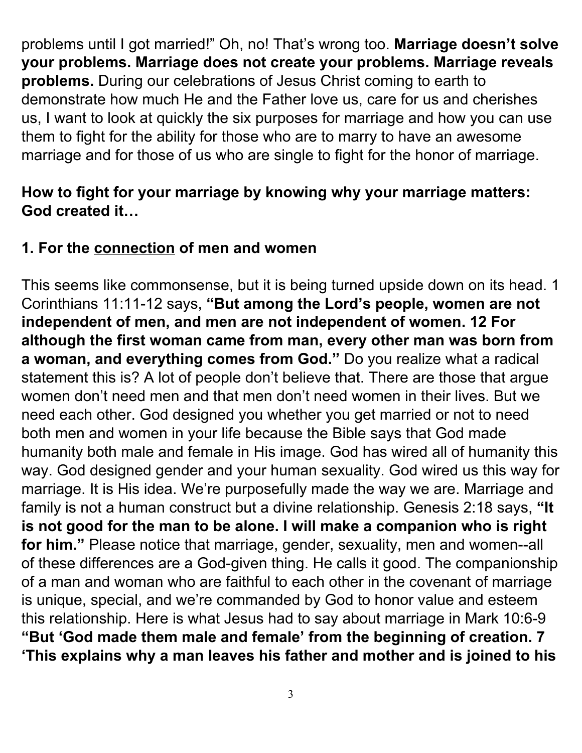problems until I got married!" Oh, no! That's wrong too. **Marriage doesn't solve your problems. Marriage does not create your problems. Marriage reveals problems.** During our celebrations of Jesus Christ coming to earth to demonstrate how much He and the Father love us, care for us and cherishes us, I want to look at quickly the six purposes for marriage and how you can use them to fight for the ability for those who are to marry to have an awesome marriage and for those of us who are single to fight for the honor of marriage.

**How to fight for your marriage by knowing why your marriage matters: God created it…**

**1. For the <u>connection</u> of men and women**

This seems like commonsense, but it is being turned upside down on its head. 1 Corinthians 11:11-12 says, **"But among the Lord's people, women are not independent of men, and men are not independent of women. 12 For although the first woman came from man, every other man was born from a woman, and everything comes from God."** Do you realize what a radical statement this is? A lot of people don't believe that. There are those that argue women don't need men and that men don't need women in their lives. But we need each other. God designed you whether you get married or not to need both men and women in your life because the Bible says that God made humanity both male and female in His image. God has wired all of humanity this way. God designed gender and your human sexuality. God wired us this way for marriage. It is His idea. We're purposefully made the way we are. Marriage and family is not a human construct but a divine relationship. Genesis 2:18 says, **"It is not good for the man to be alone. I will make a companion who is right for him."** Please notice that marriage, gender, sexuality, men and women--all of these differences are a God-given thing. He calls it good. The companionship of a man and woman who are faithful to each other in the covenant of marriage is unique, special, and we're commanded by God to honor value and esteem this relationship. Here is what Jesus had to say about marriage in Mark 10:6-9 **"But 'God made them male and female' from the beginning of creation. 7 'This explains why a man leaves his father and mother and is joined to his**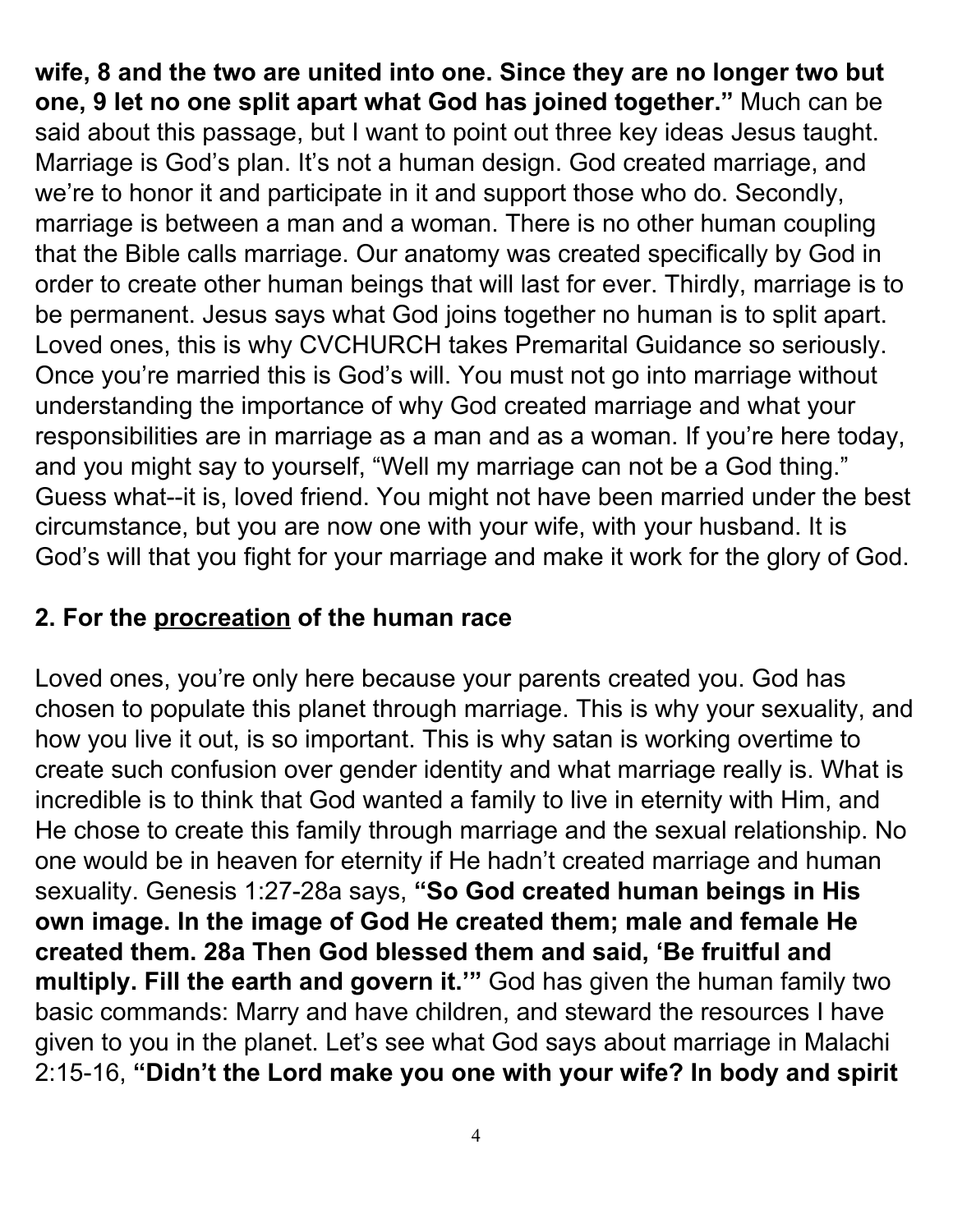**wife, 8 and the two are united into one. Since they are no longer two but one, 9 let no one split apart what God has joined together."** Much can be said about this passage, but I want to point out three key ideas Jesus taught. Marriage is God's plan. It's not a human design. God created marriage, and we're to honor it and participate in it and support those who do. Secondly, marriage is between a man and a woman. There is no other human coupling that the Bible calls marriage. Our anatomy was created specifically by God in order to create other human beings that will last for ever. Thirdly, marriage is to be permanent. Jesus says what God joins together no human is to split apart. Loved ones, this is why CVCHURCH takes Premarital Guidance so seriously. Once you're married this is God's will. You must not go into marriage without understanding the importance of why God created marriage and what your responsibilities are in marriage as a man and as a woman. If you're here today, and you might say to yourself, "Well my marriage can not be a God thing." Guess what--it is, loved friend. You might not have been married under the best circumstance, but you are now one with your wife, with your husband. It is God's will that you fight for your marriage and make it work for the glory of God.

## 2. For the <u>procreation</u> of the human race

Loved ones, you're only here because your parents created you. God has chosen to populate this planet through marriage. This is why your sexuality, and how you live it out, is so important. This is why satan is working overtime to create such confusion over gender identity and what marriage really is. What is incredible is to think that God wanted a family to live in eternity with Him, and He chose to create this family through marriage and the sexual relationship. No one would be in heaven for eternity if He hadn't created marriage and human sexuality. Genesis 1:27-28a says, **"So God created human beings in His own image. In the image of God He created them; male and female He created them. 28a Then God blessed them and said, 'Be fruitful and multiply. Fill the earth and govern it.'"** God has given the human family two basic commands: Marry and have children, and steward the resources I have given to you in the planet. Let's see what God says about marriage in Malachi 2:15-16, **"Didn't the Lord make you one with your wife? In body and spirit**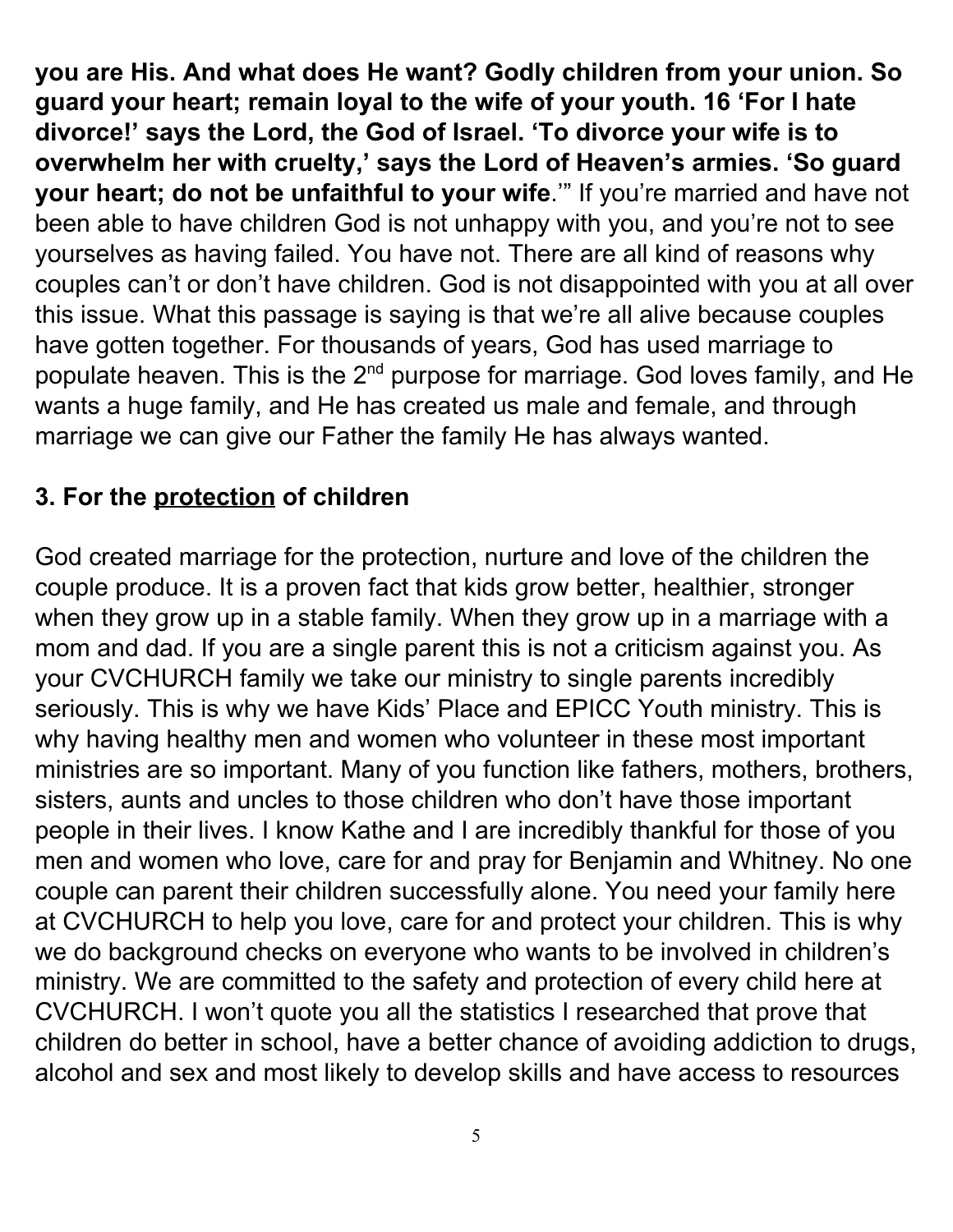**you are His. And what does He want? Godly children from your union. So guard your heart; remain loyal to the wife of your youth. 16 'For I hate divorce!' says the Lord, the God of Israel. 'To divorce your wife is to overwhelm her with cruelty,' says the Lord of Heaven's armies. 'So guard your heart; do not be unfaithful to your wife**.'" If you're married and have not been able to have children God is not unhappy with you, and you're not to see yourselves as having failed. You have not. There are all kind of reasons why couples can't or don't have children. God is not disappointed with you at all over this issue. What this passage is saying is that we're all alive because couples have gotten together. For thousands of years, God has used marriage to populate heaven. This is the 2nd purpose for marriage. God loves family, and He wants a huge family, and He has created us male and female, and through marriage we can give our Father the family He has always wanted.

### 3. For the protection of children

God created marriage for the protection, nurture and love of the children the couple produce. It is a proven fact that kids grow better, healthier, stronger when they grow up in a stable family. When they grow up in a marriage with a mom and dad. If you are a single parent this is not a criticism against you. As your CVCHURCH family we take our ministry to single parents incredibly seriously. This is why we have Kids' Place and EPICC Youth ministry. This is why having healthy men and women who volunteer in these most important ministries are so important. Many of you function like fathers, mothers, brothers, sisters, aunts and uncles to those children who don't have those important people in their lives. I know Kathe and I are incredibly thankful for those of you men and women who love, care for and pray for Benjamin and Whitney. No one couple can parent their children successfully alone. You need your family here at CVCHURCH to help you love, care for and protect your children. This is why we do background checks on everyone who wants to be involved in children's ministry. We are committed to the safety and protection of every child here at CVCHURCH. I won't quote you all the statistics I researched that prove that children do better in school, have a better chance of avoiding addiction to drugs, alcohol and sex and most likely to develop skills and have access to resources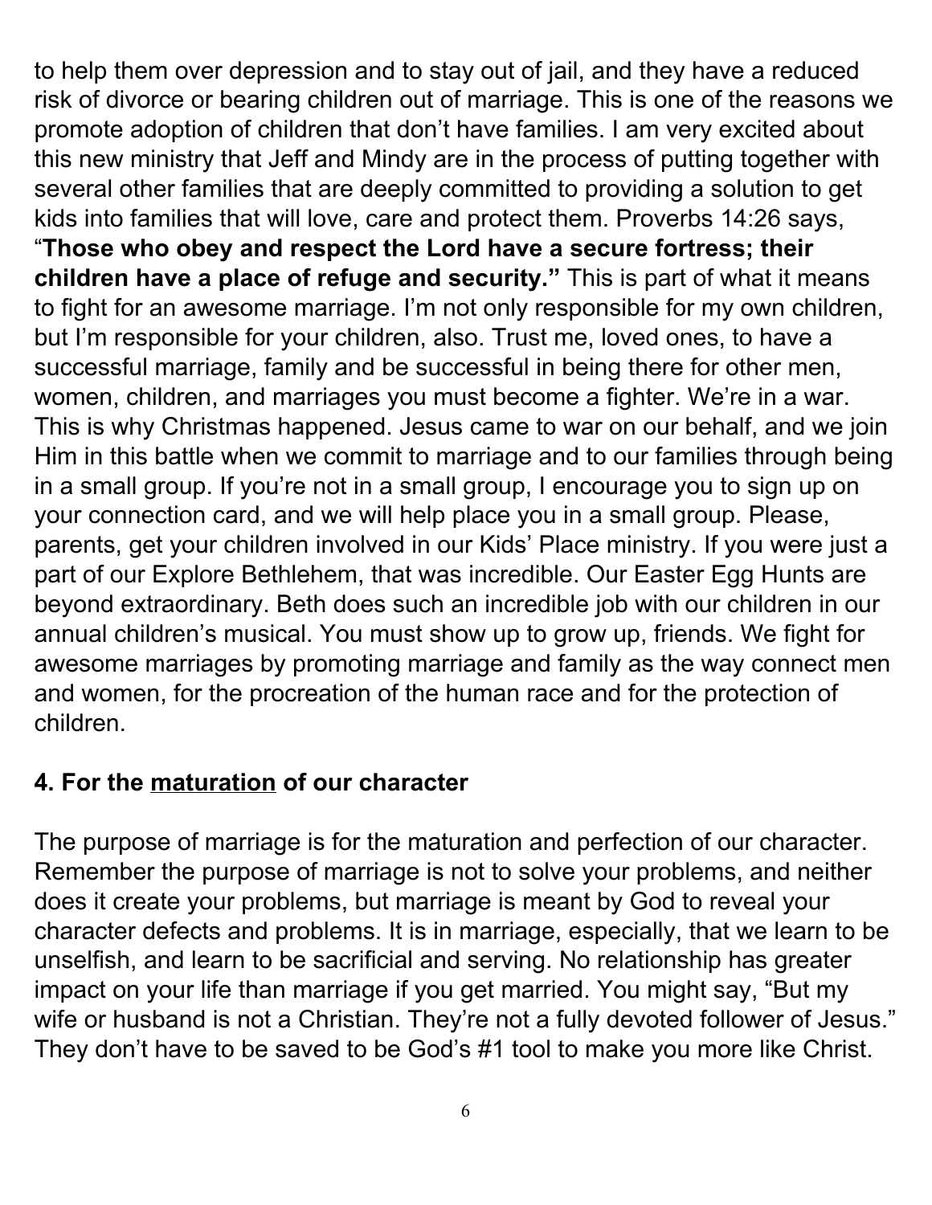to help them over depression and to stay out of jail, and they have a reduced risk of divorce or bearing children out of marriage. This is one of the reasons we promote adoption of children that don't have families. I am very excited about this new ministry that Jeff and Mindy are in the process of putting together with several other families that are deeply committed to providing a solution to get kids into families that will love, care and protect them. Proverbs 14:26 says, "**Those who obey and respect the Lord have a secure fortress; their children have a place of refuge and security."** This is part of what it means to fight for an awesome marriage. I'm not only responsible for my own children, but I'm responsible for your children, also. Trust me, loved ones, to have a successful marriage, family and be successful in being there for other men, women, children, and marriages you must become a fighter. We're in a war. This is why Christmas happened. Jesus came to war on our behalf, and we join Him in this battle when we commit to marriage and to our families through being in a small group. If you're not in a small group, I encourage you to sign up on your connection card, and we will help place you in a small group. Please, parents, get your children involved in our Kids' Place ministry. If you were just a part of our Explore Bethlehem, that was incredible. Our Easter Egg Hunts are beyond extraordinary. Beth does such an incredible job with our children in our annual children's musical. You must show up to grow up, friends. We fight for awesome marriages by promoting marriage and family as the way connect men and women, for the procreation of the human race and for the protection of children.

**4. For the <u>maturation</u> of our character**

The purpose of marriage is for the maturation and perfection of our character. Remember the purpose of marriage is not to solve your problems, and neither does it create your problems, but marriage is meant by God to reveal your character defects and problems. It is in marriage, especially, that we learn to be unselfish, and learn to be sacrificial and serving. No relationship has greater impact on your life than marriage if you get married. You might say, "But my wife or husband is not a Christian. They're not a fully devoted follower of Jesus." They don't have to be saved to be God's #1 tool to make you more like Christ.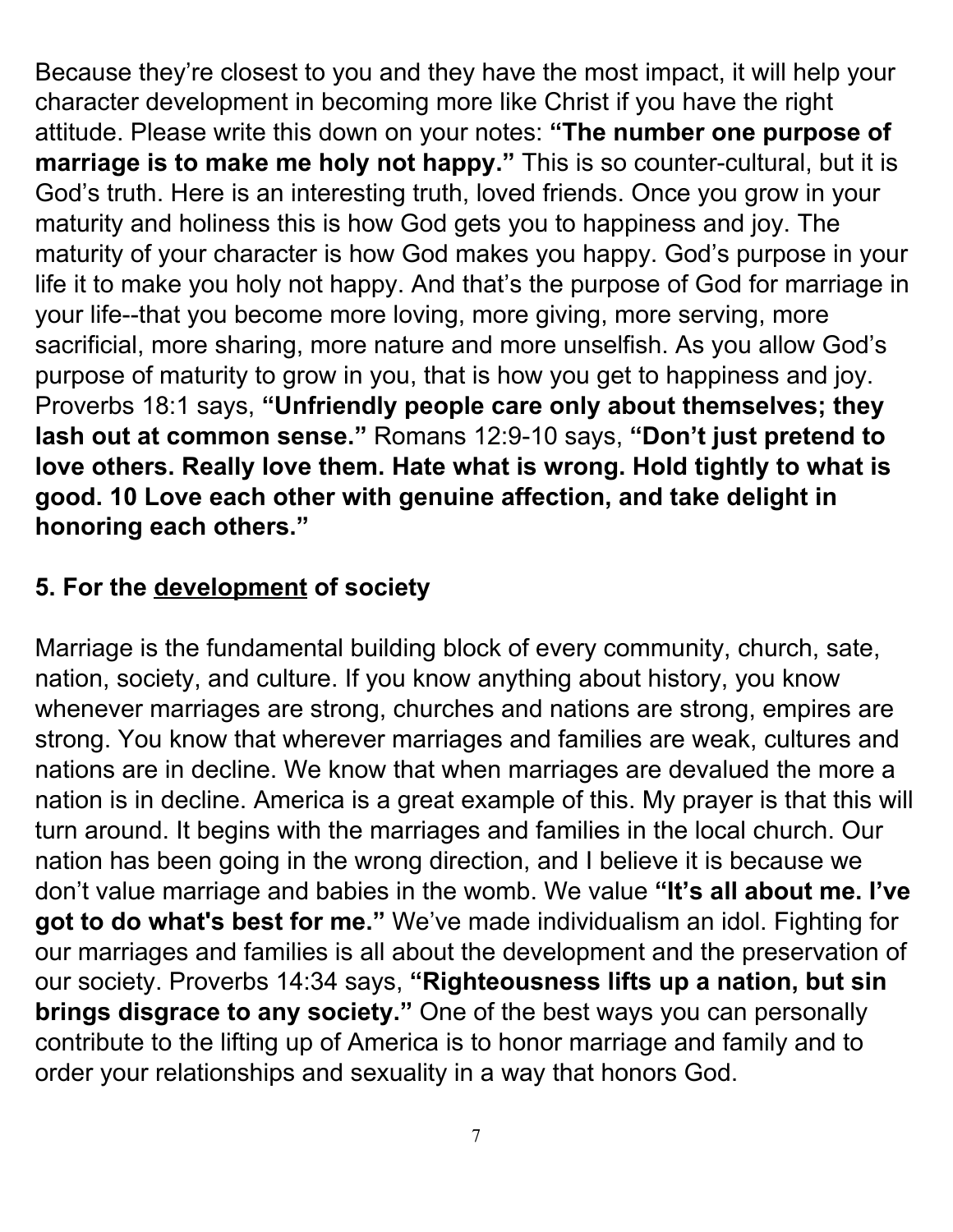Because they're closest to you and they have the most impact, it will help your character development in becoming more like Christ if you have the right attitude. Please write this down on your notes: **"The number one purpose of marriage is to make me holy not happy."** This is so counter-cultural, but it is God's truth. Here is an interesting truth, loved friends. Once you grow in your maturity and holiness this is how God gets you to happiness and joy. The maturity of your character is how God makes you happy. God's purpose in your life it to make you holy not happy. And that's the purpose of God for marriage in your life--that you become more loving, more giving, more serving, more sacrificial, more sharing, more nature and more unselfish. As you allow God's purpose of maturity to grow in you, that is how you get to happiness and joy. Proverbs 18:1 says, **"Unfriendly people care only about themselves; they lash out at common sense."** Romans 12:9-10 says, **"Don't just pretend to love others. Really love them. Hate what is wrong. Hold tightly to what is good. 10 Love each other with genuine affection, and take delight in honoring each others."**

## 5. For the development of society

Marriage is the fundamental building block of every community, church, sate, nation, society, and culture. If you know anything about history, you know whenever marriages are strong, churches and nations are strong, empires are strong. You know that wherever marriages and families are weak, cultures and nations are in decline. We know that when marriages are devalued the more a nation is in decline. America is a great example of this. My prayer is that this will turn around. It begins with the marriages and families in the local church. Our nation has been going in the wrong direction, and I believe it is because we don't value marriage and babies in the womb. We value **"It's all about me. I've got to do what's best for me."** We've made individualism an idol. Fighting for our marriages and families is all about the development and the preservation of our society. Proverbs 14:34 says, **"Righteousness lifts up a nation, but sin brings disgrace to any society."** One of the best ways you can personally contribute to the lifting up of America is to honor marriage and family and to order your relationships and sexuality in a way that honors God.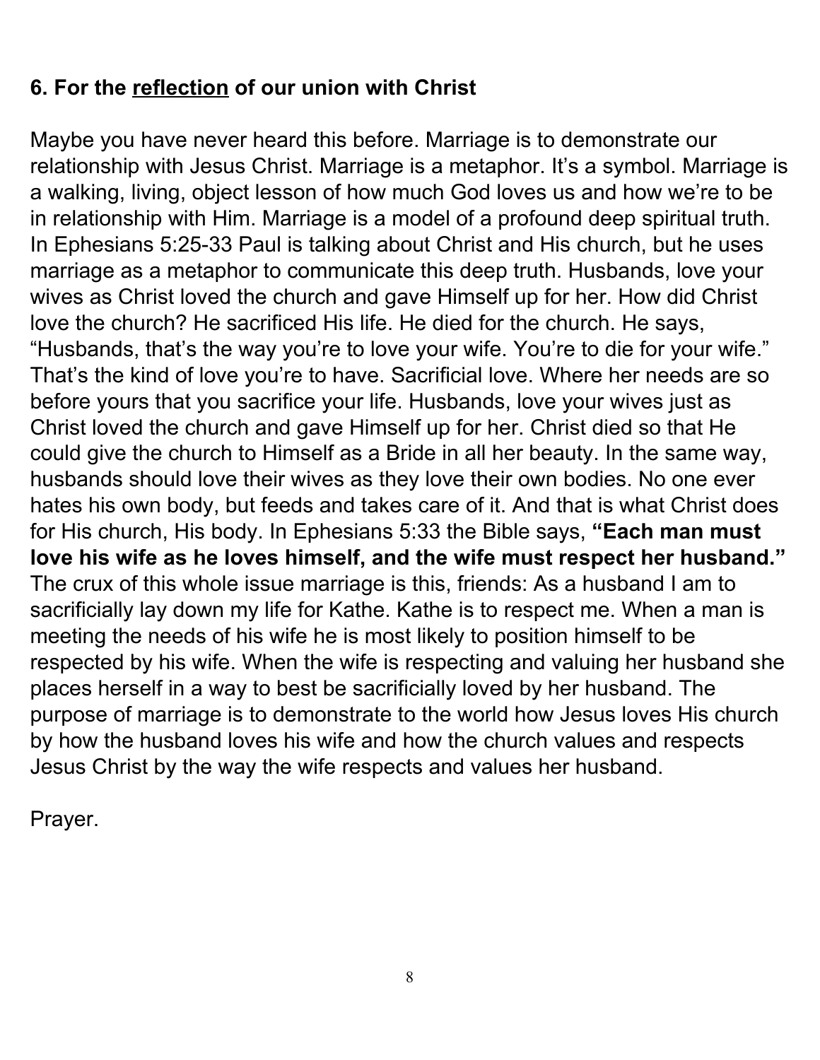## 6. For the <u>reflection</u> of our union with Christ

Maybe you have never heard this before. Marriage is to demonstrate our relationship with Jesus Christ. Marriage is a metaphor. It's a symbol. Marriage is a walking, living, object lesson of how much God loves us and how we're to be in relationship with Him. Marriage is a model of a profound deep spiritual truth. In Ephesians 5:25-33 Paul is talking about Christ and His church, but he uses marriage as a metaphor to communicate this deep truth. Husbands, love your wives as Christ loved the church and gave Himself up for her. How did Christ love the church? He sacrificed His life. He died for the church. He says, "Husbands, that's the way you're to love your wife. You're to die for your wife." That's the kind of love you're to have. Sacrificial love. Where her needs are so before yours that you sacrifice your life. Husbands, love your wives just as Christ loved the church and gave Himself up for her. Christ died so that He could give the church to Himself as a Bride in all her beauty. In the same way, husbands should love their wives as they love their own bodies. No one ever hates his own body, but feeds and takes care of it. And that is what Christ does for His church, His body. In Ephesians 5:33 the Bible says, **"Each man must love his wife as he loves himself, and the wife must respect her husband."** The crux of this whole issue marriage is this, friends: As a husband I am to sacrificially lay down my life for Kathe. Kathe is to respect me. When a man is meeting the needs of his wife he is most likely to position himself to be respected by his wife. When the wife is respecting and valuing her husband she places herself in a way to best be sacrificially loved by her husband. The purpose of marriage is to demonstrate to the world how Jesus loves His church by how the husband loves his wife and how the church values and respects Jesus Christ by the way the wife respects and values her husband.

Prayer.